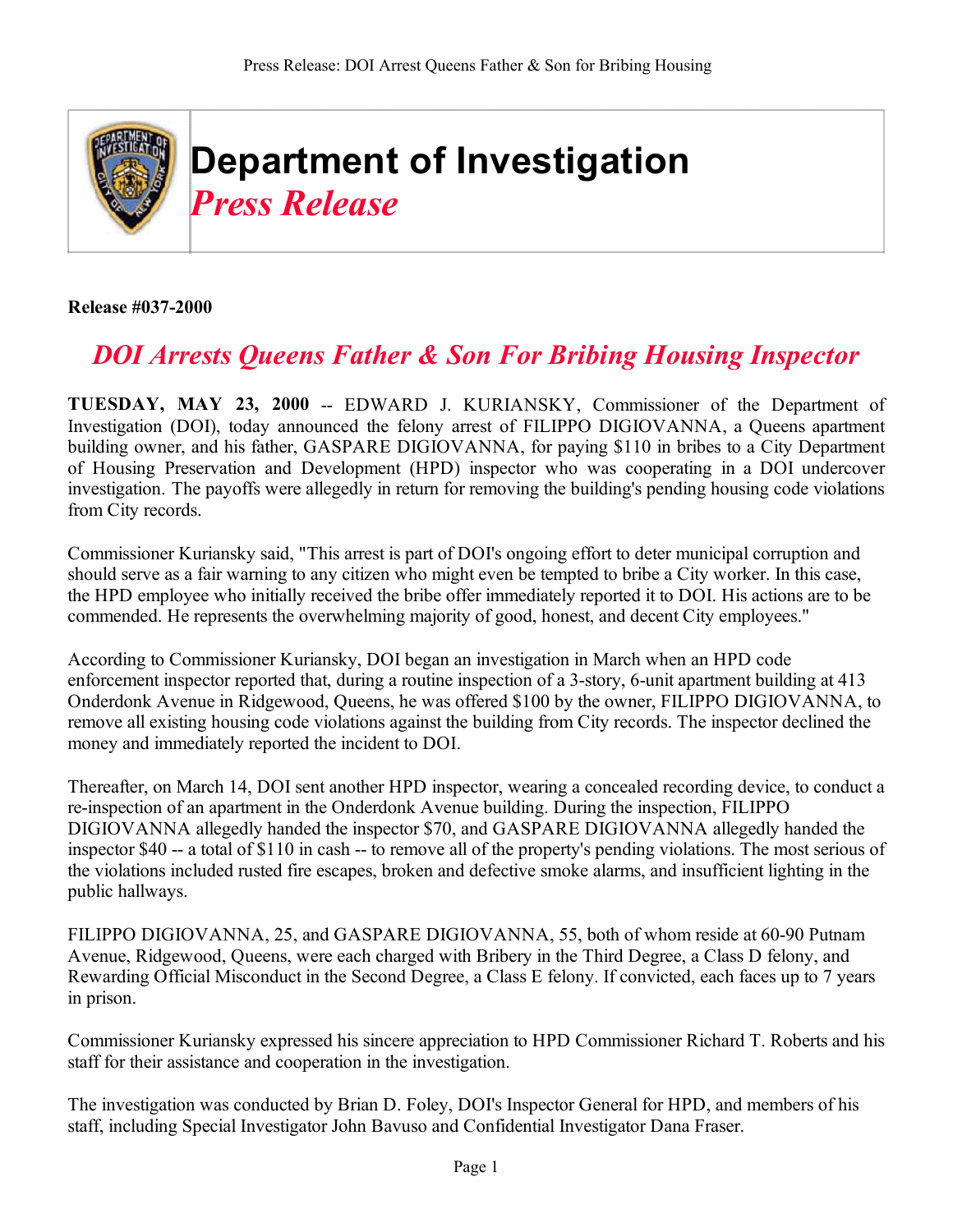# Department of Investigation
*Press Release*

**Release #037-2000**

## *DOI Arrests Queens Father & Son For Bribing Housing Inspector*

**TUESDAY, MAY 23, 2000** -- EDWARD J. KURIANSKY, Commissioner of the Department of Investigation (DOI), today announced the felony arrest of FILIPPO DIGIOVANNA, a Queens apartment building owner, and his father, GASPARE DIGIOVANNA, for paying $110 in bribes to a City Department of Housing Preservation and Development (HPD) inspector who was cooperating in a DOI undercover investigation. The payoffs were allegedly in return for removing the building's pending housing code violations from City records.

Commissioner Kuriansky said, "This arrest is part of DOI's ongoing effort to deter municipal corruption and should serve as a fair warning to any citizen who might even be tempted to bribe a City worker. In this case, the HPD employee who initially received the bribe offer immediately reported it to DOI. His actions are to be commended. He represents the overwhelming majority of good, honest, and decent City employees."

According to Commissioner Kuriansky, DOI began an investigation in March when an HPD code enforcement inspector reported that, during a routine inspection of a 3-story, 6-unit apartment building at 413 Onderdonk Avenue in Ridgewood, Queens, he was offered $100 by the owner, FILIPPO DIGIOVANNA, to remove all existing housing code violations against the building from City records. The inspector declined the money and immediately reported the incident to DOI.

Thereafter, on March 14, DOI sent another HPD inspector, wearing a concealed recording device, to conduct a re-inspection of an apartment in the Onderdonk Avenue building. During the inspection, FILIPPO DIGIOVANNA allegedly handed the inspector $70, and GASPARE DIGIOVANNA allegedly handed the inspector $40 -- a total of $110 in cash -- to remove all of the property's pending violations. The most serious of the violations included rusted fire escapes, broken and defective smoke alarms, and insufficient lighting in the public hallways.

FILIPPO DIGIOVANNA, 25, and GASPARE DIGIOVANNA, 55, both of whom reside at 60-90 Putnam Avenue, Ridgewood, Queens, were each charged with Bribery in the Third Degree, a Class D felony, and Rewarding Official Misconduct in the Second Degree, a Class E felony. If convicted, each faces up to 7 years in prison.

Commissioner Kuriansky expressed his sincere appreciation to HPD Commissioner Richard T. Roberts and his staff for their assistance and cooperation in the investigation.

The investigation was conducted by Brian D. Foley, DOI's Inspector General for HPD, and members of his staff, including Special Investigator John Bavuso and Confidential Investigator Dana Fraser.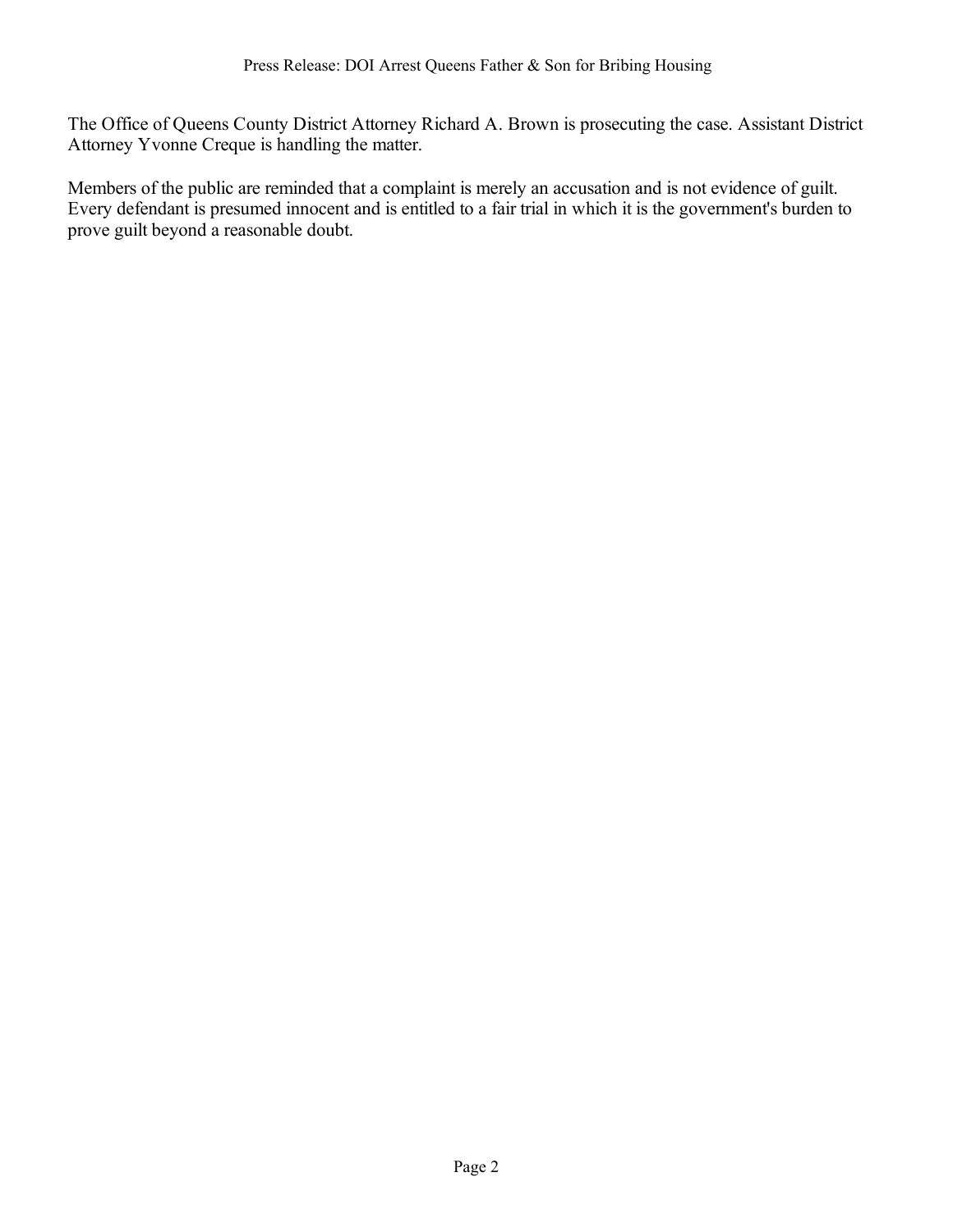The Office of Queens County District Attorney Richard A. Brown is prosecuting the case. Assistant District Attorney Yvonne Creque is handling the matter.

Members of the public are reminded that a complaint is merely an accusation and is not evidence of guilt. Every defendant is presumed innocent and is entitled to a fair trial in which it is the government's burden to prove guilt beyond a reasonable doubt.